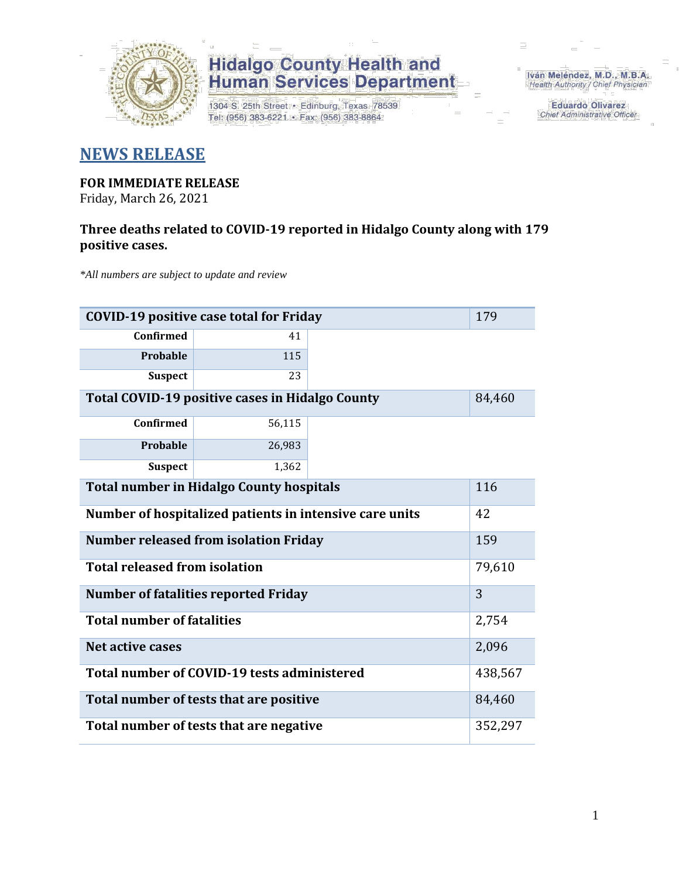**Hidalgo County Health and Human Services Department**

1304 S. 25th Street • Edinburg, Texas 78539
Tel: (956) 383-6221 • Fax: (956) 383-8864

Iván Meléndez, M.D., M.B.A.
*Health Authority / Chief Physician*

Eduardo Olivarez
*Chief Administrative Officer*

## NEWS RELEASE

**FOR IMMEDIATE RELEASE**
Friday, March 26, 2021

**Three deaths related to COVID-19 reported in Hidalgo County along with 179 positive cases.**

*\*All numbers are subject to update and review*

| | | |
|---|---|---|
| **COVID-19 positive case total for Friday** | | 179 |
| **Confirmed** | 41 | |
| **Probable** | 115 | |
| **Suspect** | 23 | |
| **Total COVID-19 positive cases in Hidalgo County** | | 84,460 |
| **Confirmed** | 56,115 | |
| **Probable** | 26,983 | |
| **Suspect** | 1,362 | |
| **Total number in Hidalgo County hospitals** | | 116 |
| **Number of hospitalized patients in intensive care units** | | 42 |
| **Number released from isolation Friday** | | 159 |
| **Total released from isolation** | | 79,610 |
| **Number of fatalities reported Friday** | | 3 |
| **Total number of fatalities** | | 2,754 |
| **Net active cases** | | 2,096 |
| **Total number of COVID-19 tests administered** | | 438,567 |
| **Total number of tests that are positive** | | 84,460 |
| **Total number of tests that are negative** | | 352,297 |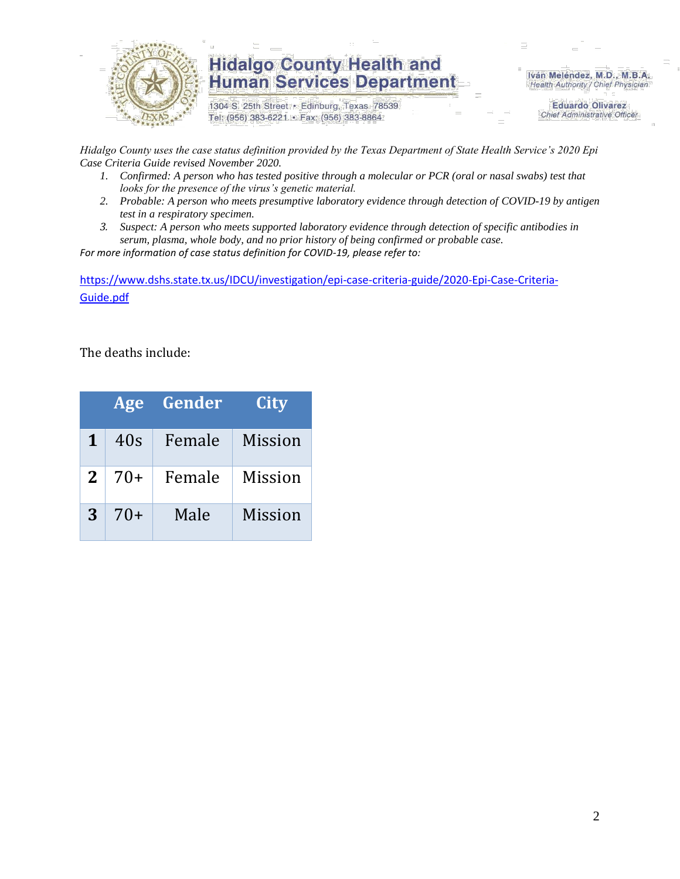*Hidalgo County uses the case status definition provided by the Texas Department of State Health Service's 2020 Epi Case Criteria Guide revised November 2020.*

1. *Confirmed: A person who has tested positive through a molecular or PCR (oral or nasal swabs) test that looks for the presence of the virus's genetic material.*
2. *Probable: A person who meets presumptive laboratory evidence through detection of COVID-19 by antigen test in a respiratory specimen.*
3. *Suspect: A person who meets supported laboratory evidence through detection of specific antibodies in serum, plasma, whole body, and no prior history of being confirmed or probable case.*

*For more information of case status definition for COVID-19, please refer to:*

https://www.dshs.state.tx.us/IDCU/investigation/epi-case-criteria-guide/2020-Epi-Case-Criteria-Guide.pdf

The deaths include:

| | Age | Gender | City |
|---|---|---|---|
| **1** | 40s | Female | Mission |
| **2** | 70+ | Female | Mission |
| **3** | 70+ | Male | Mission |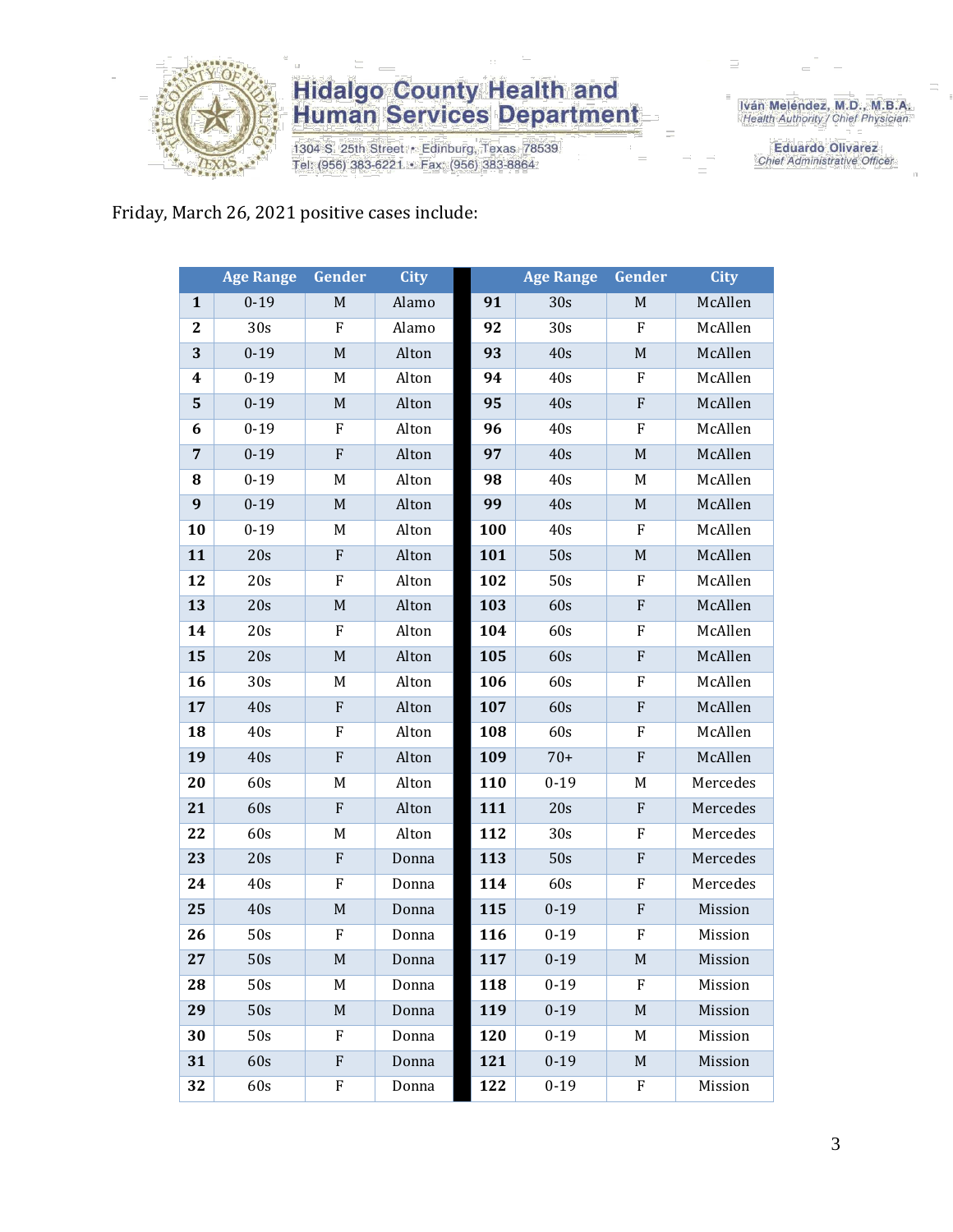Friday, March 26, 2021 positive cases include:

| | Age Range | Gender | City | | Age Range | Gender | City |
|---|---|---|---|---|---|---|---|
| **1** | 0-19 | M | Alamo | **91** | 30s | M | McAllen |
| **2** | 30s | F | Alamo | **92** | 30s | F | McAllen |
| **3** | 0-19 | M | Alton | **93** | 40s | M | McAllen |
| **4** | 0-19 | M | Alton | **94** | 40s | F | McAllen |
| **5** | 0-19 | M | Alton | **95** | 40s | F | McAllen |
| **6** | 0-19 | F | Alton | **96** | 40s | F | McAllen |
| **7** | 0-19 | F | Alton | **97** | 40s | M | McAllen |
| **8** | 0-19 | M | Alton | **98** | 40s | M | McAllen |
| **9** | 0-19 | M | Alton | **99** | 40s | M | McAllen |
| **10** | 0-19 | M | Alton | **100** | 40s | F | McAllen |
| **11** | 20s | F | Alton | **101** | 50s | M | McAllen |
| **12** | 20s | F | Alton | **102** | 50s | F | McAllen |
| **13** | 20s | M | Alton | **103** | 60s | F | McAllen |
| **14** | 20s | F | Alton | **104** | 60s | F | McAllen |
| **15** | 20s | M | Alton | **105** | 60s | F | McAllen |
| **16** | 30s | M | Alton | **106** | 60s | F | McAllen |
| **17** | 40s | F | Alton | **107** | 60s | F | McAllen |
| **18** | 40s | F | Alton | **108** | 60s | F | McAllen |
| **19** | 40s | F | Alton | **109** | 70+ | F | McAllen |
| **20** | 60s | M | Alton | **110** | 0-19 | M | Mercedes |
| **21** | 60s | F | Alton | **111** | 20s | F | Mercedes |
| **22** | 60s | M | Alton | **112** | 30s | F | Mercedes |
| **23** | 20s | F | Donna | **113** | 50s | F | Mercedes |
| **24** | 40s | F | Donna | **114** | 60s | F | Mercedes |
| **25** | 40s | M | Donna | **115** | 0-19 | F | Mission |
| **26** | 50s | F | Donna | **116** | 0-19 | F | Mission |
| **27** | 50s | M | Donna | **117** | 0-19 | M | Mission |
| **28** | 50s | M | Donna | **118** | 0-19 | F | Mission |
| **29** | 50s | M | Donna | **119** | 0-19 | M | Mission |
| **30** | 50s | F | Donna | **120** | 0-19 | M | Mission |
| **31** | 60s | F | Donna | **121** | 0-19 | M | Mission |
| **32** | 60s | F | Donna | **122** | 0-19 | F | Mission |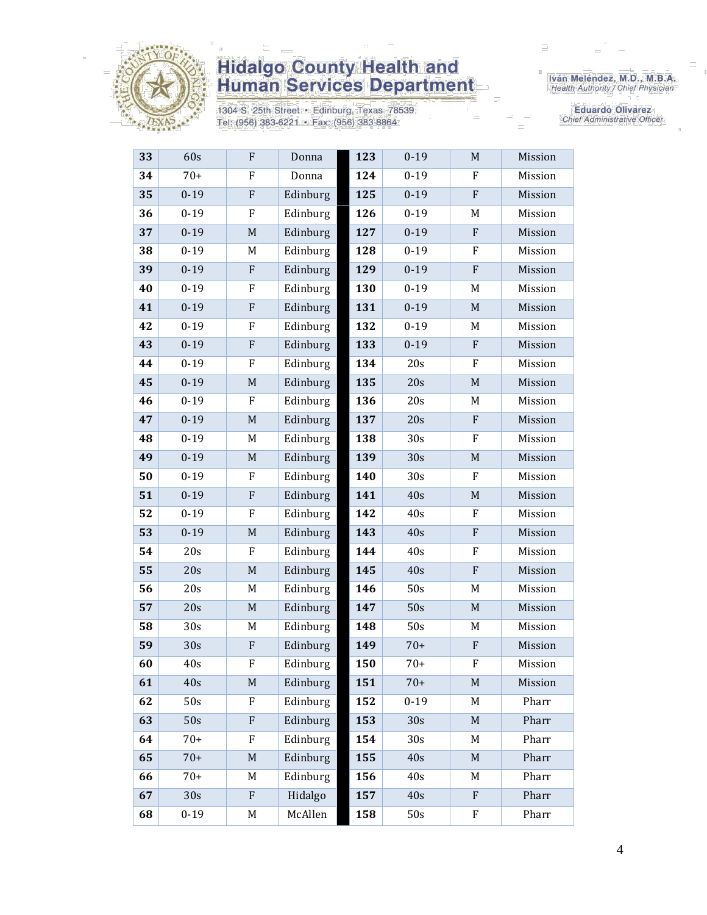| 33 | 60s | F | Donna | | 123 | 0-19 | M | Mission |
|---|---|---|---|---|---|---|---|---|
| 34 | 70+ | F | Donna | | 124 | 0-19 | F | Mission |
| 35 | 0-19 | F | Edinburg | | 125 | 0-19 | F | Mission |
| 36 | 0-19 | F | Edinburg | | 126 | 0-19 | M | Mission |
| 37 | 0-19 | M | Edinburg | | 127 | 0-19 | F | Mission |
| 38 | 0-19 | M | Edinburg | | 128 | 0-19 | F | Mission |
| 39 | 0-19 | F | Edinburg | | 129 | 0-19 | F | Mission |
| 40 | 0-19 | F | Edinburg | | 130 | 0-19 | M | Mission |
| 41 | 0-19 | F | Edinburg | | 131 | 0-19 | M | Mission |
| 42 | 0-19 | F | Edinburg | | 132 | 0-19 | M | Mission |
| 43 | 0-19 | F | Edinburg | | 133 | 0-19 | F | Mission |
| 44 | 0-19 | F | Edinburg | | 134 | 20s | F | Mission |
| 45 | 0-19 | M | Edinburg | | 135 | 20s | M | Mission |
| 46 | 0-19 | F | Edinburg | | 136 | 20s | M | Mission |
| 47 | 0-19 | M | Edinburg | | 137 | 20s | F | Mission |
| 48 | 0-19 | M | Edinburg | | 138 | 30s | F | Mission |
| 49 | 0-19 | M | Edinburg | | 139 | 30s | M | Mission |
| 50 | 0-19 | F | Edinburg | | 140 | 30s | F | Mission |
| 51 | 0-19 | F | Edinburg | | 141 | 40s | M | Mission |
| 52 | 0-19 | F | Edinburg | | 142 | 40s | F | Mission |
| 53 | 0-19 | M | Edinburg | | 143 | 40s | F | Mission |
| 54 | 20s | F | Edinburg | | 144 | 40s | F | Mission |
| 55 | 20s | M | Edinburg | | 145 | 40s | F | Mission |
| 56 | 20s | M | Edinburg | | 146 | 50s | M | Mission |
| 57 | 20s | M | Edinburg | | 147 | 50s | M | Mission |
| 58 | 30s | M | Edinburg | | 148 | 50s | M | Mission |
| 59 | 30s | F | Edinburg | | 149 | 70+ | F | Mission |
| 60 | 40s | F | Edinburg | | 150 | 70+ | F | Mission |
| 61 | 40s | M | Edinburg | | 151 | 70+ | M | Mission |
| 62 | 50s | F | Edinburg | | 152 | 0-19 | M | Pharr |
| 63 | 50s | F | Edinburg | | 153 | 30s | M | Pharr |
| 64 | 70+ | F | Edinburg | | 154 | 30s | M | Pharr |
| 65 | 70+ | M | Edinburg | | 155 | 40s | M | Pharr |
| 66 | 70+ | M | Edinburg | | 156 | 40s | M | Pharr |
| 67 | 30s | F | Hidalgo | | 157 | 40s | F | Pharr |
| 68 | 0-19 | M | McAllen | | 158 | 50s | F | Pharr |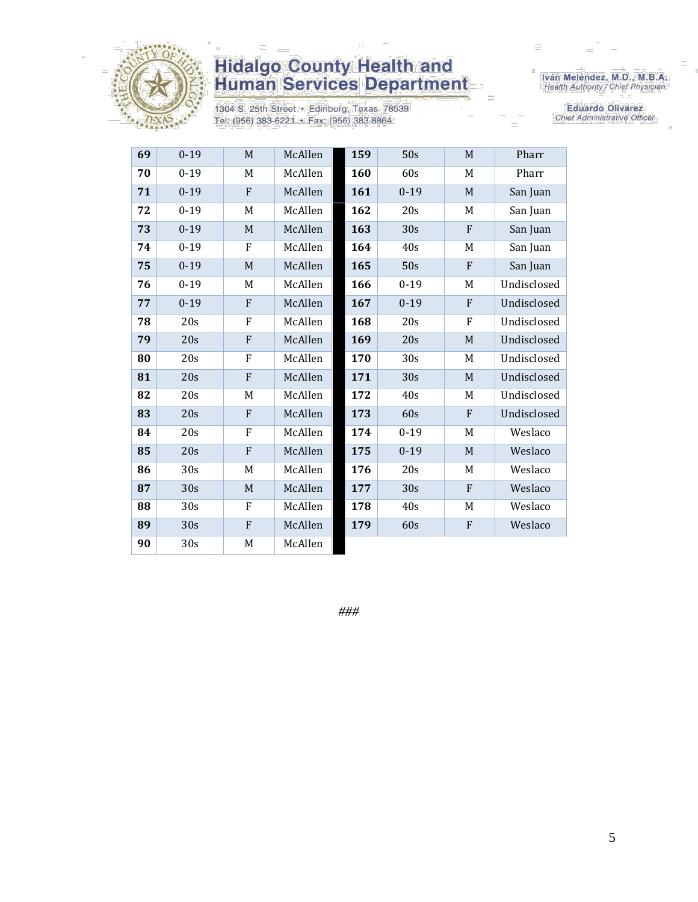| | | | | | | | | |
|---|---|---|---|---|---|---|---|---|
| **69** | 0-19 | M | McAllen | | **159** | 50s | M | Pharr |
| **70** | 0-19 | M | McAllen | | **160** | 60s | M | Pharr |
| **71** | 0-19 | F | McAllen | | **161** | 0-19 | M | San Juan |
| **72** | 0-19 | M | McAllen | | **162** | 20s | M | San Juan |
| **73** | 0-19 | M | McAllen | | **163** | 30s | F | San Juan |
| **74** | 0-19 | F | McAllen | | **164** | 40s | M | San Juan |
| **75** | 0-19 | M | McAllen | | **165** | 50s | F | San Juan |
| **76** | 0-19 | M | McAllen | | **166** | 0-19 | M | Undisclosed |
| **77** | 0-19 | F | McAllen | | **167** | 0-19 | F | Undisclosed |
| **78** | 20s | F | McAllen | | **168** | 20s | F | Undisclosed |
| **79** | 20s | F | McAllen | | **169** | 20s | M | Undisclosed |
| **80** | 20s | F | McAllen | | **170** | 30s | M | Undisclosed |
| **81** | 20s | F | McAllen | | **171** | 30s | M | Undisclosed |
| **82** | 20s | M | McAllen | | **172** | 40s | M | Undisclosed |
| **83** | 20s | F | McAllen | | **173** | 60s | F | Undisclosed |
| **84** | 20s | F | McAllen | | **174** | 0-19 | M | Weslaco |
| **85** | 20s | F | McAllen | | **175** | 0-19 | M | Weslaco |
| **86** | 30s | M | McAllen | | **176** | 20s | M | Weslaco |
| **87** | 30s | M | McAllen | | **177** | 30s | F | Weslaco |
| **88** | 30s | F | McAllen | | **178** | 40s | M | Weslaco |
| **89** | 30s | F | McAllen | | **179** | 60s | F | Weslaco |
| **90** | 30s | M | McAllen | | | | | |

###